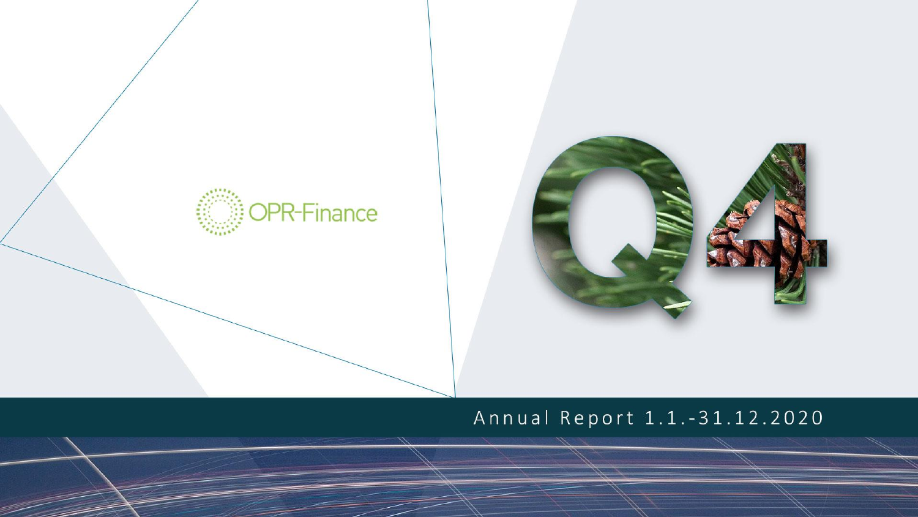OPR-Finance

# Q4

Annual Report 1.1.-31.12.2020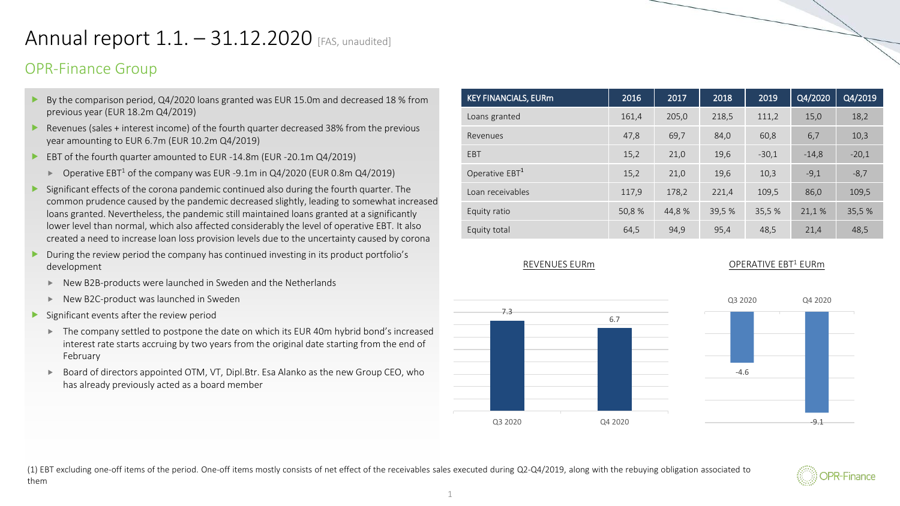# Annual report 1.1. – 31.12.2020 [FAS, unaudited]

## OPR-Finance Group

- By the comparison period, Q4/2020 loans granted was EUR 15.0m and decreased 18 % from previous year (EUR 18.2m Q4/2019)
- Revenues (sales + interest income) of the fourth quarter decreased 38% from the previous year amounting to EUR 6.7m (EUR 10.2m Q4/2019)
- EBT of the fourth quarter amounted to EUR -14.8m (EUR -20.1m Q4/2019)
  - Operative EBT[1] of the company was EUR -9.1m in Q4/2020 (EUR 0.8m Q4/2019)
- Significant effects of the corona pandemic continued also during the fourth quarter. The common prudence caused by the pandemic decreased slightly, leading to somewhat increased loans granted. Nevertheless, the pandemic still maintained loans granted at a significantly lower level than normal, which also affected considerably the level of operative EBT. It also created a need to increase loan loss provision levels due to the uncertainty caused by corona
- During the review period the company has continued investing in its product portfolio's development
  - New B2B-products were launched in Sweden and the Netherlands
  - New B2C-product was launched in Sweden
- Significant events after the review period
  - The company settled to postpone the date on which its EUR 40m hybrid bond's increased interest rate starts accruing by two years from the original date starting from the end of February
  - Board of directors appointed OTM, VT, Dipl.Btr. Esa Alanko as the new Group CEO, who has already previously acted as a board member

| KEY FINANCIALS, EURm | 2016 | 2017 | 2018 | 2019 | Q4/2020 | Q4/2019 |
|---|---|---|---|---|---|---|
| Loans granted | 161,4 | 205,0 | 218,5 | 111,2 | 15,0 | 18,2 |
| Revenues | 47,8 | 69,7 | 84,0 | 60,8 | 6,7 | 10,3 |
| EBT | 15,2 | 21,0 | 19,6 | -30,1 | -14,8 | -20,1 |
| Operative EBT[1] | 15,2 | 21,0 | 19,6 | 10,3 | -9,1 | -8,7 |
| Loan receivables | 117,9 | 178,2 | 221,4 | 109,5 | 86,0 | 109,5 |
| Equity ratio | 50,8 % | 44,8 % | 39,5 % | 35,5 % | 21,1 % | 35,5 % |
| Equity total | 64,5 | 94,9 | 95,4 | 48,5 | 21,4 | 48,5 |

REVENUES EURm

| | Q3 2020 | Q4 2020 |
|---|---|---|
| Revenues | 7.3 | 6.7 |

OPERATIVE EBT[1] EURm

| | Q3 2020 | Q4 2020 |
|---|---|---|
| Operative EBT | -4.6 | -9.1 |

(1) EBT excluding one-off items of the period. One-off items mostly consists of net effect of the receivables sales executed during Q2-Q4/2019, along with the rebuying obligation associated to them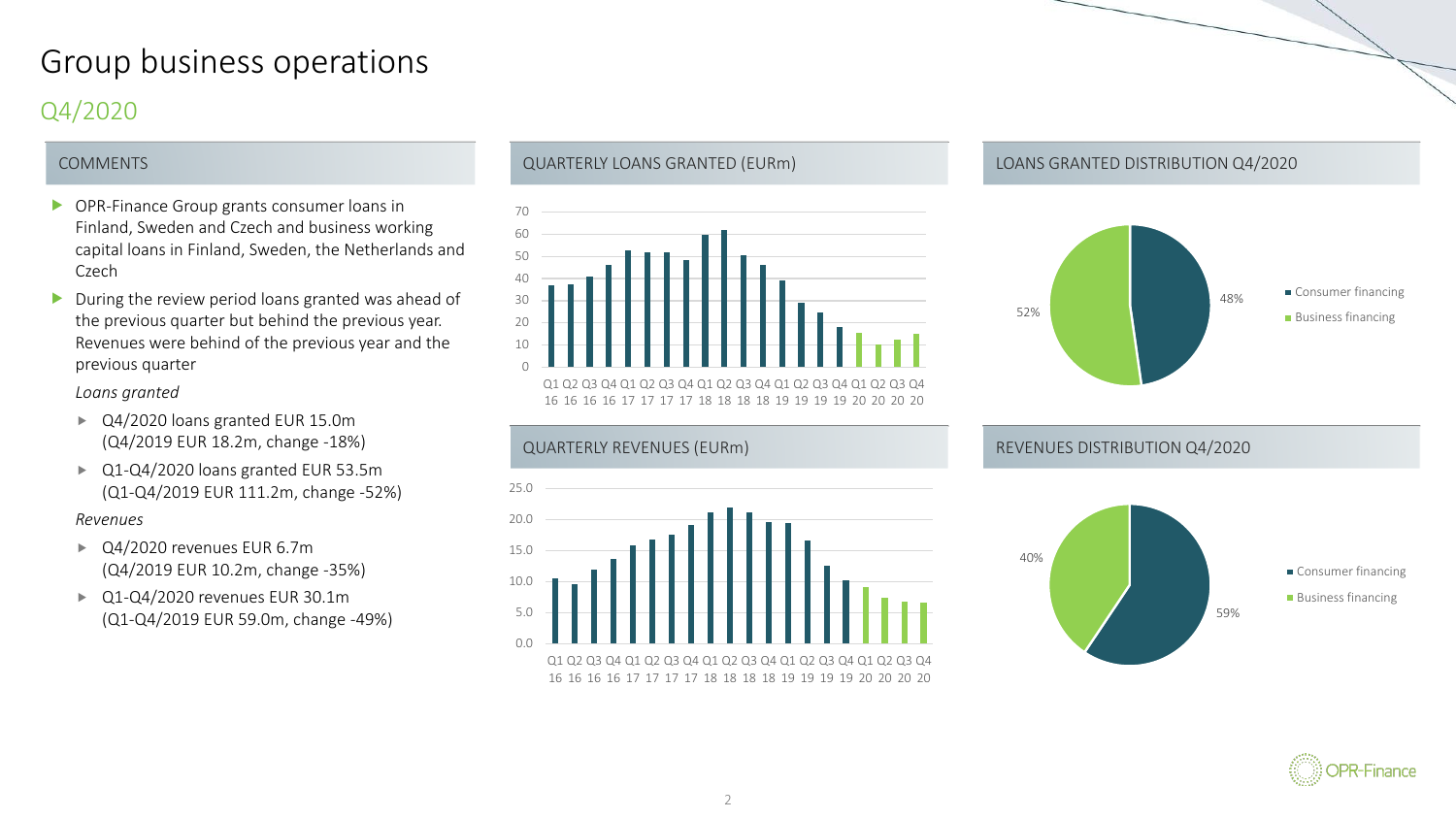# Group business operations

## Q4/2020

### COMMENTS

- OPR-Finance Group grants consumer loans in Finland, Sweden and Czech and business working capital loans in Finland, Sweden, the Netherlands and Czech
- During the review period loans granted was ahead of the previous quarter but behind the previous year. Revenues were behind of the previous year and the previous quarter

*Loans granted*

- Q4/2020 loans granted EUR 15.0m (Q4/2019 EUR 18.2m, change -18%)
- Q1-Q4/2020 loans granted EUR 53.5m (Q1-Q4/2019 EUR 111.2m, change -52%)

*Revenues*

- Q4/2020 revenues EUR 6.7m (Q4/2019 EUR 10.2m, change -35%)
- Q1-Q4/2020 revenues EUR 30.1m (Q1-Q4/2019 EUR 59.0m, change -49%)

### QUARTERLY LOANS GRANTED (EURm)

### LOANS GRANTED DISTRIBUTION Q4/2020

Consumer financing 48%, Business financing 52%

### QUARTERLY REVENUES (EURm)

### REVENUES DISTRIBUTION Q4/2020

Consumer financing 59%, Business financing 40%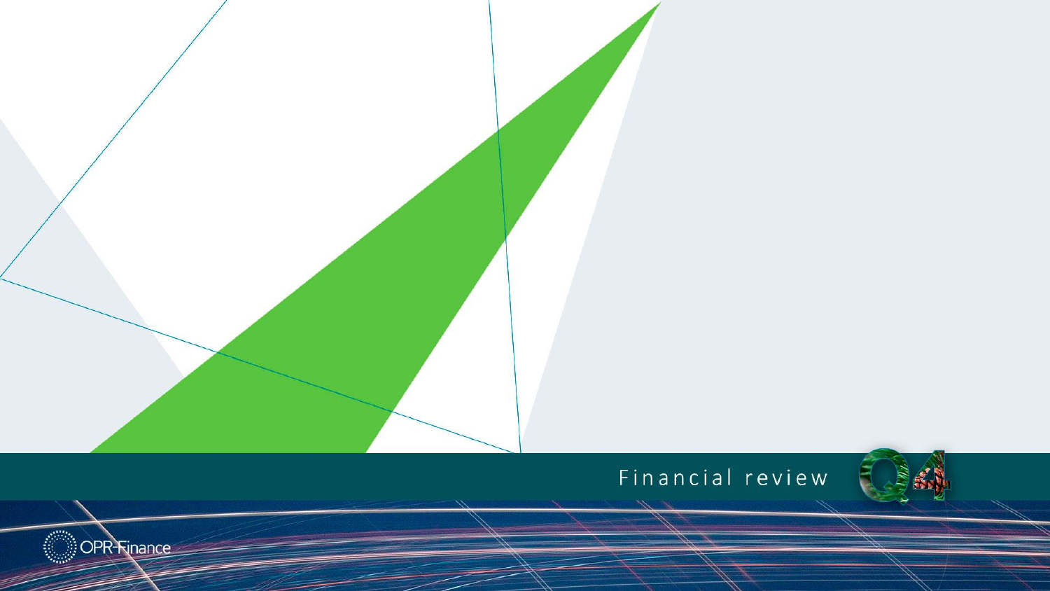# Financial review

Q4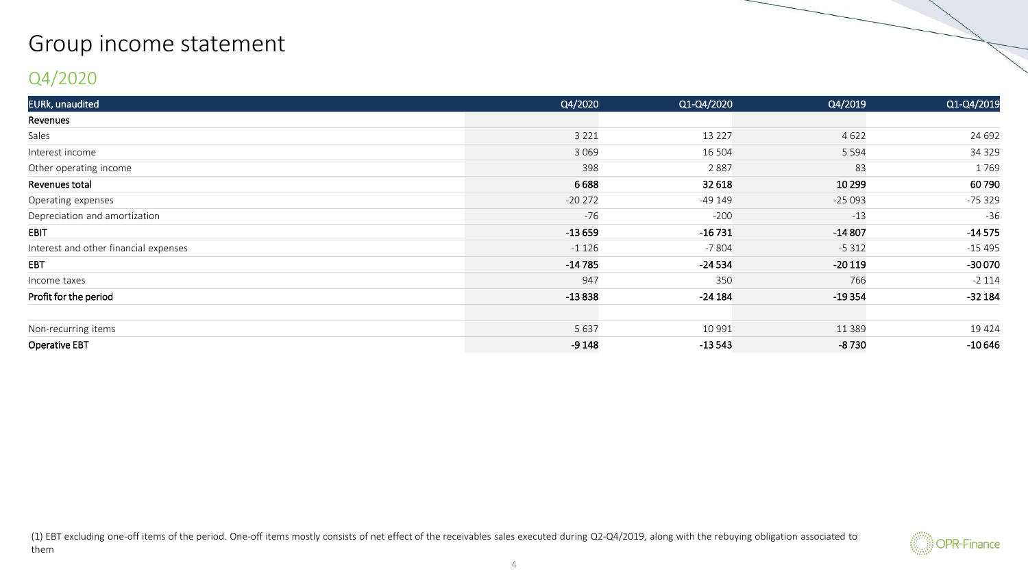# Group income statement

## Q4/2020

| EURk, unaudited | Q4/2020 | Q1-Q4/2020 | Q4/2019 | Q1-Q4/2019 |
|---|---|---|---|---|
| **Revenues** | | | | |
| Sales | 3 221 | 13 227 | 4 622 | 24 692 |
| Interest income | 3 069 | 16 504 | 5 594 | 34 329 |
| Other operating income | 398 | 2 887 | 83 | 1 769 |
| **Revenues total** | **6 688** | **32 618** | **10 299** | **60 790** |
| Operating expenses | -20 272 | -49 149 | -25 093 | -75 329 |
| Depreciation and amortization | -76 | -200 | -13 | -36 |
| **EBIT** | **-13 659** | **-16 731** | **-14 807** | **-14 575** |
| Interest and other financial expenses | -1 126 | -7 804 | -5 312 | -15 495 |
| **EBT** | **-14 785** | **-24 534** | **-20 119** | **-30 070** |
| Income taxes | 947 | 350 | 766 | -2 114 |
| **Profit for the period** | **-13 838** | **-24 184** | **-19 354** | **-32 184** |
| | | | | |
| Non-recurring items | 5 637 | 10 991 | 11 389 | 19 424 |
| **Operative EBT** | **-9 148** | **-13 543** | **-8 730** | **-10 646** |

(1) EBT excluding one-off items of the period. One-off items mostly consists of net effect of the receivables sales executed during Q2-Q4/2019, along with the rebuying obligation associated to them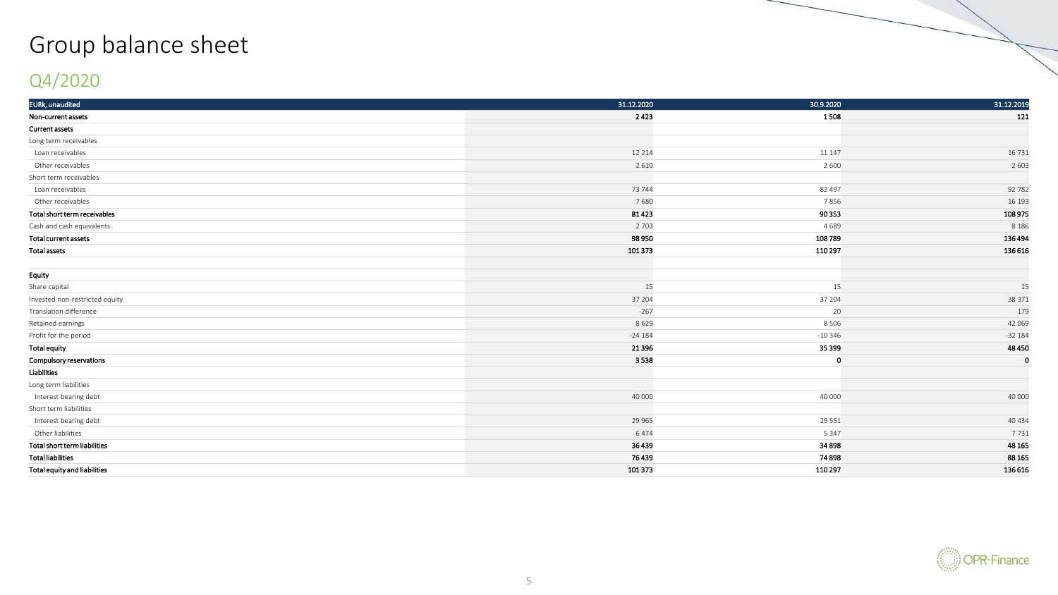# Group balance sheet

## Q4/2020

| EURk, unaudited | 31.12.2020 | 30.9.2020 | 31.12.2019 |
|---|---|---|---|
| **Non-current assets** | **2 423** | **1 508** | **121** |
| **Current assets** | | | |
| Long term receivables | | | |
| Loan receivables | 12 214 | 11 147 | 16 731 |
| Other receivables | 2 610 | 2 600 | 2 603 |
| Short term receivables | | | |
| Loan receivables | 73 744 | 82 497 | 92 782 |
| Other receivables | 7 680 | 7 856 | 16 193 |
| **Total short term receivables** | **81 423** | **90 353** | **108 975** |
| Cash and cash equivalents | 2 703 | 4 689 | 8 186 |
| **Total current assets** | **98 950** | **108 789** | **136 494** |
| **Total assets** | **101 373** | **110 297** | **136 616** |
| | | | |
| **Equity** | | | |
| Share capital | 15 | 15 | 15 |
| Invested non-restricted equity | 37 204 | 37 204 | 38 371 |
| Translation difference | -267 | 20 | 179 |
| Retained earnings | 8 629 | 8 506 | 42 069 |
| Profit for the period | -24 184 | -10 346 | -32 184 |
| **Total equity** | **21 396** | **35 399** | **48 450** |
| **Compulsory reservations** | **3 538** | **0** | **0** |
| **Liabilities** | | | |
| Long term liabilities | | | |
| Interest bearing debt | 40 000 | 40 000 | 40 000 |
| Short term liabilities | | | |
| Interest bearing debt | 29 965 | 29 551 | 40 434 |
| Other liabilities | 6 474 | 5 347 | 7 731 |
| **Total short term liabilities** | **36 439** | **34 898** | **48 165** |
| **Total liabilities** | **76 439** | **74 898** | **88 165** |
| **Total equity and liabilities** | **101 373** | **110 297** | **136 616** |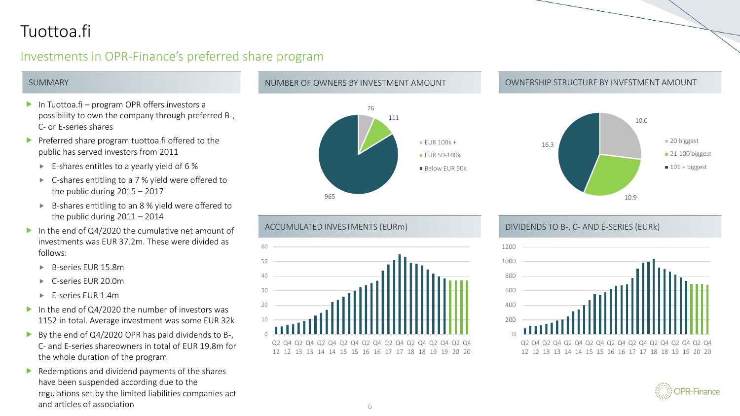# Tuottoa.fi

## Investments in OPR-Finance's preferred share program

### SUMMARY

- In Tuottoa.fi – program OPR offers investors a possibility to own the company through preferred B-, C- or E-series shares
- Preferred share program tuottoa.fi offered to the public has served investors from 2011
  - E-shares entitles to a yearly yield of 6 %
  - C-shares entitling to a 7 % yield were offered to the public during 2015 – 2017
  - B-shares entitling to an 8 % yield were offered to the public during 2011 – 2014
- In the end of Q4/2020 the cumulative net amount of investments was EUR 37.2m. These were divided as follows:
  - B-series EUR 15.8m
  - C-series EUR 20.0m
  - E-series EUR 1.4m
- In the end of Q4/2020 the number of investors was 1152 in total. Average investment was some EUR 32k
- By the end of Q4/2020 OPR has paid dividends to B-, C- and E-series shareowners in total of EUR 19.8m for the whole duration of the program
- Redemptions and dividend payments of the shares have been suspended according due to the regulations set by the limited liabilities companies act and articles of association

### NUMBER OF OWNERS BY INVESTMENT AMOUNT

| Investment amount | Number of owners |
|---|---|
| EUR 100k + | 76 |
| EUR 50-100k | 111 |
| Below EUR 50k | 965 |

### OWNERSHIP STRUCTURE BY INVESTMENT AMOUNT

| Owners | Value |
|---|---|
| 20 biggest | 10.0 |
| 21-100 biggest | 10.9 |
| 101 + biggest | 16.3 |

### ACCUMULATED INVESTMENTS (EURm)

### DIVIDENDS TO B-, C- AND E-SERIES (EURk)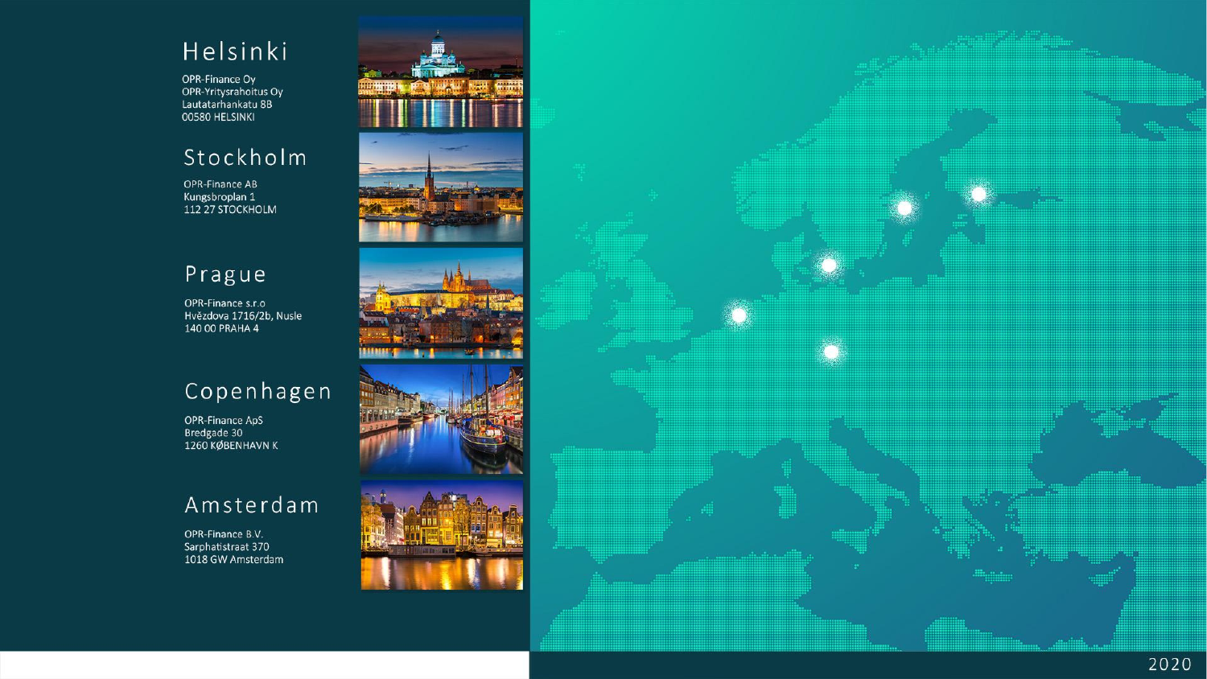## Helsinki

OPR-Finance Oy
OPR-Yritysrahoitus Oy
Lautatarhankatu 8B
00580 HELSINKI

## Stockholm

OPR-Finance AB
Kungsbroplan 1
112 27 STOCKHOLM

## Prague

OPR-Finance s.r.o
Hvězdova 1716/2b, Nusle
140 00 PRAHA 4

## Copenhagen

OPR-Finance ApS
Bredgade 30
1260 KØBENHAVN K

## Amsterdam

OPR-Finance B.V.
Sarphatistraat 370
1018 GW Amsterdam

2020